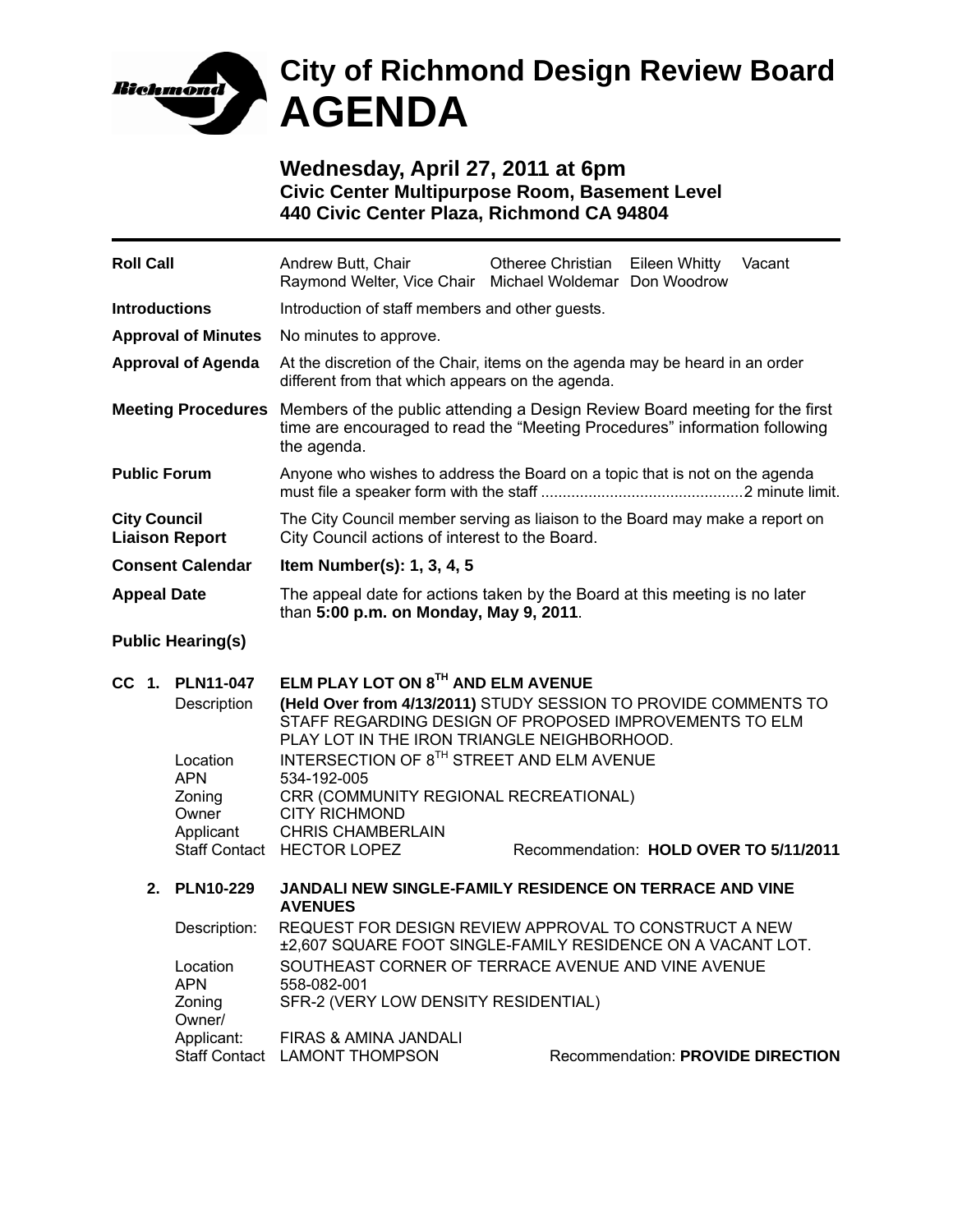# City of Richmond Design Review Board AGENDA

## Wednesday, April 27, 2011 at 6pm

**Civic Center Multipurpose Room, Basement Level**
**440 Civic Center Plaza, Richmond CA 94804**

---

**Roll Call**

| | | | |
|---|---|---|---|
| Andrew Butt, Chair | Otheree Christian | Eileen Whitty | Vacant |
| Raymond Welter, Vice Chair | Michael Woldemar | Don Woodrow | |

**Introductions** — Introduction of staff members and other guests.

**Approval of Minutes** — No minutes to approve.

**Approval of Agenda** — At the discretion of the Chair, items on the agenda may be heard in an order different from that which appears on the agenda.

**Meeting Procedures** — Members of the public attending a Design Review Board meeting for the first time are encouraged to read the "Meeting Procedures" information following the agenda.

**Public Forum** — Anyone who wishes to address the Board on a topic that is not on the agenda must file a speaker form with the staff ..............................................2 minute limit.

**City Council Liaison Report** — The City Council member serving as liaison to the Board may make a report on City Council actions of interest to the Board.

**Consent Calendar** — **Item Number(s): 1, 3, 4, 5**

**Appeal Date** — The appeal date for actions taken by the Board at this meeting is no later than **5:00 p.m. on Monday, May 9, 2011**.

**Public Hearing(s)**

**CC 1. PLN11-047 — ELM PLAY LOT ON 8TH AND ELM AVENUE**

- Description: **(Held Over from 4/13/2011)** STUDY SESSION TO PROVIDE COMMENTS TO STAFF REGARDING DESIGN OF PROPOSED IMPROVEMENTS TO ELM PLAY LOT IN THE IRON TRIANGLE NEIGHBORHOOD.
- Location: INTERSECTION OF 8TH STREET AND ELM AVENUE
- APN: 534-192-005
- Zoning: CRR (COMMUNITY REGIONAL RECREATIONAL)
- Owner: CITY RICHMOND
- Applicant: CHRIS CHAMBERLAIN
- Staff Contact: HECTOR LOPEZ — Recommendation: **HOLD OVER TO 5/11/2011**

**2. PLN10-229 — JANDALI NEW SINGLE-FAMILY RESIDENCE ON TERRACE AND VINE AVENUES**

- Description: REQUEST FOR DESIGN REVIEW APPROVAL TO CONSTRUCT A NEW ±2,607 SQUARE FOOT SINGLE-FAMILY RESIDENCE ON A VACANT LOT.
- Location: SOUTHEAST CORNER OF TERRACE AVENUE AND VINE AVENUE
- APN: 558-082-001
- Zoning: SFR-2 (VERY LOW DENSITY RESIDENTIAL)
- Owner/Applicant: FIRAS & AMINA JANDALI
- Staff Contact: LAMONT THOMPSON — Recommendation: **PROVIDE DIRECTION**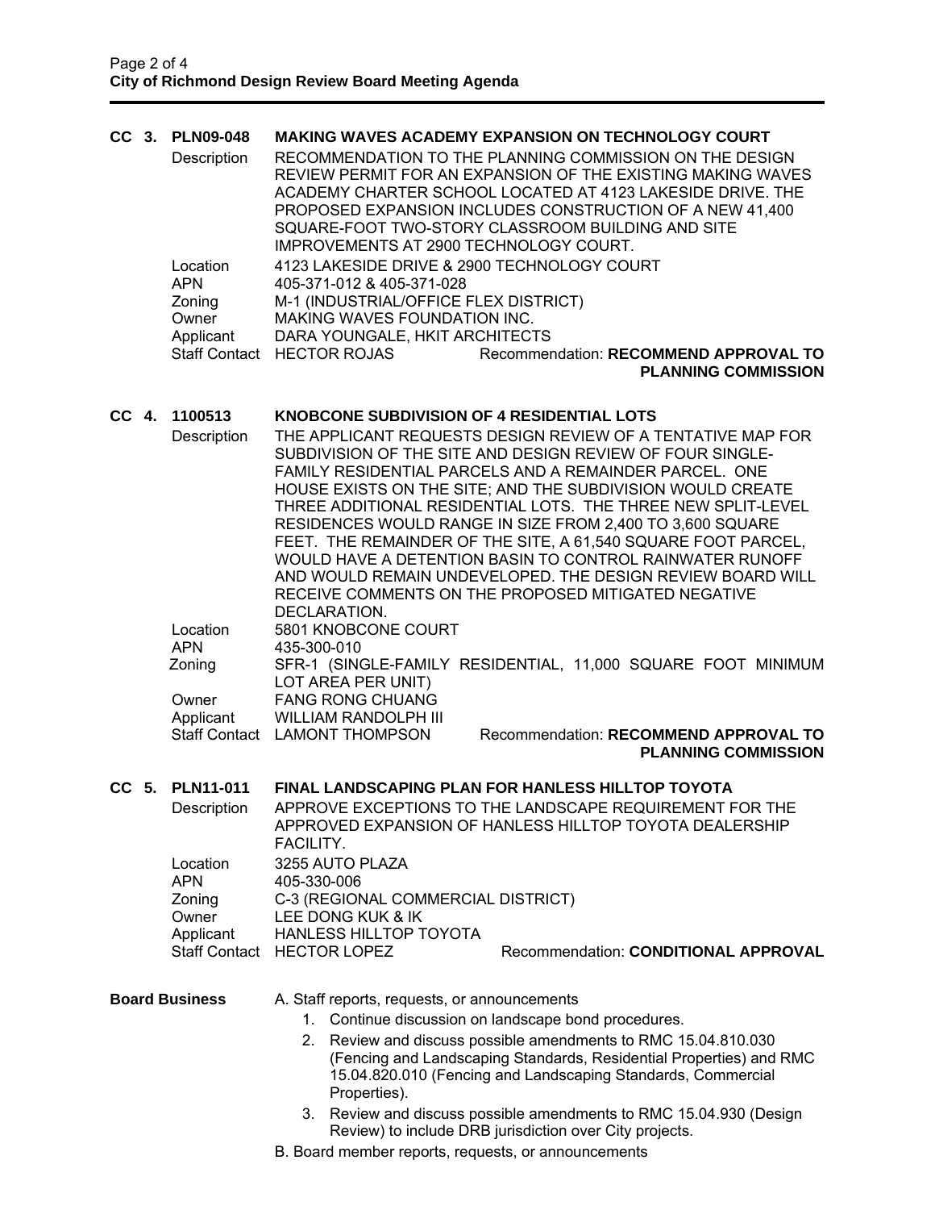### CC 3. PLN09-048 MAKING WAVES ACADEMY EXPANSION ON TECHNOLOGY COURT

**Description**: RECOMMENDATION TO THE PLANNING COMMISSION ON THE DESIGN REVIEW PERMIT FOR AN EXPANSION OF THE EXISTING MAKING WAVES ACADEMY CHARTER SCHOOL LOCATED AT 4123 LAKESIDE DRIVE. THE PROPOSED EXPANSION INCLUDES CONSTRUCTION OF A NEW 41,400 SQUARE-FOOT TWO-STORY CLASSROOM BUILDING AND SITE IMPROVEMENTS AT 2900 TECHNOLOGY COURT.

**Location**: 4123 LAKESIDE DRIVE & 2900 TECHNOLOGY COURT
**APN**: 405-371-012 & 405-371-028
**Zoning**: M-1 (INDUSTRIAL/OFFICE FLEX DISTRICT)
**Owner**: MAKING WAVES FOUNDATION INC.
**Applicant**: DARA YOUNGALE, HKIT ARCHITECTS
**Staff Contact**: HECTOR ROJAS — Recommendation: **RECOMMEND APPROVAL TO PLANNING COMMISSION**

### CC 4. 1100513 KNOBCONE SUBDIVISION OF 4 RESIDENTIAL LOTS

**Description**: THE APPLICANT REQUESTS DESIGN REVIEW OF A TENTATIVE MAP FOR SUBDIVISION OF THE SITE AND DESIGN REVIEW OF FOUR SINGLE-FAMILY RESIDENTIAL PARCELS AND A REMAINDER PARCEL. ONE HOUSE EXISTS ON THE SITE; AND THE SUBDIVISION WOULD CREATE THREE ADDITIONAL RESIDENTIAL LOTS. THE THREE NEW SPLIT-LEVEL RESIDENCES WOULD RANGE IN SIZE FROM 2,400 TO 3,600 SQUARE FEET. THE REMAINDER OF THE SITE, A 61,540 SQUARE FOOT PARCEL, WOULD HAVE A DETENTION BASIN TO CONTROL RAINWATER RUNOFF AND WOULD REMAIN UNDEVELOPED. THE DESIGN REVIEW BOARD WILL RECEIVE COMMENTS ON THE PROPOSED MITIGATED NEGATIVE DECLARATION.

**Location**: 5801 KNOBCONE COURT
**APN**: 435-300-010
**Zoning**: SFR-1 (SINGLE-FAMILY RESIDENTIAL, 11,000 SQUARE FOOT MINIMUM LOT AREA PER UNIT)
**Owner**: FANG RONG CHUANG
**Applicant**: WILLIAM RANDOLPH III
**Staff Contact**: LAMONT THOMPSON — Recommendation: **RECOMMEND APPROVAL TO PLANNING COMMISSION**

### CC 5. PLN11-011 FINAL LANDSCAPING PLAN FOR HANLESS HILLTOP TOYOTA

**Description**: APPROVE EXCEPTIONS TO THE LANDSCAPE REQUIREMENT FOR THE APPROVED EXPANSION OF HANLESS HILLTOP TOYOTA DEALERSHIP FACILITY.

**Location**: 3255 AUTO PLAZA
**APN**: 405-330-006
**Zoning**: C-3 (REGIONAL COMMERCIAL DISTRICT)
**Owner**: LEE DONG KUK & IK
**Applicant**: HANLESS HILLTOP TOYOTA
**Staff Contact**: HECTOR LOPEZ — Recommendation: **CONDITIONAL APPROVAL**

### Board Business

A. Staff reports, requests, or announcements

1. Continue discussion on landscape bond procedures.
2. Review and discuss possible amendments to RMC 15.04.810.030 (Fencing and Landscaping Standards, Residential Properties) and RMC 15.04.820.010 (Fencing and Landscaping Standards, Commercial Properties).
3. Review and discuss possible amendments to RMC 15.04.930 (Design Review) to include DRB jurisdiction over City projects.

B. Board member reports, requests, or announcements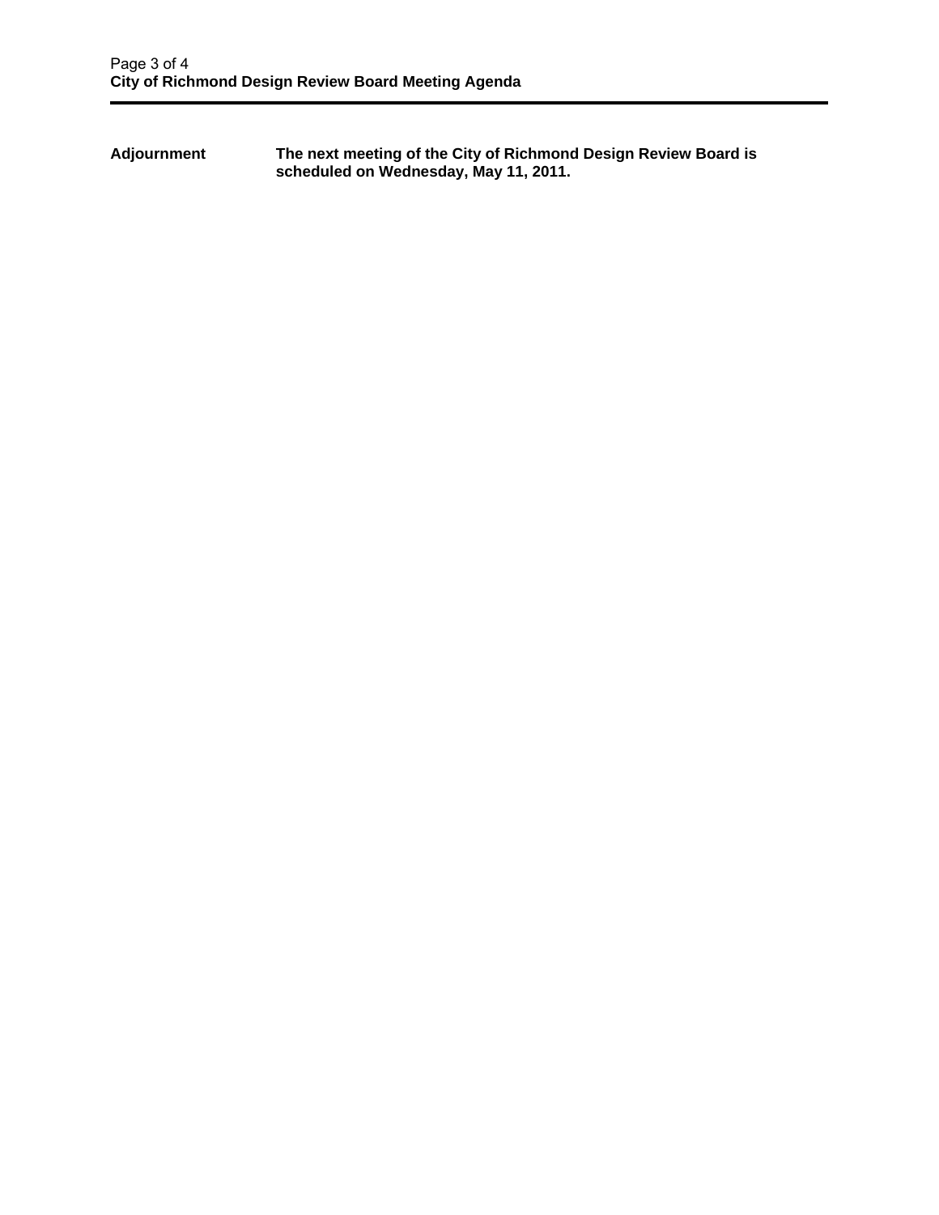**Adjournment** **The next meeting of the City of Richmond Design Review Board is scheduled on Wednesday, May 11, 2011.**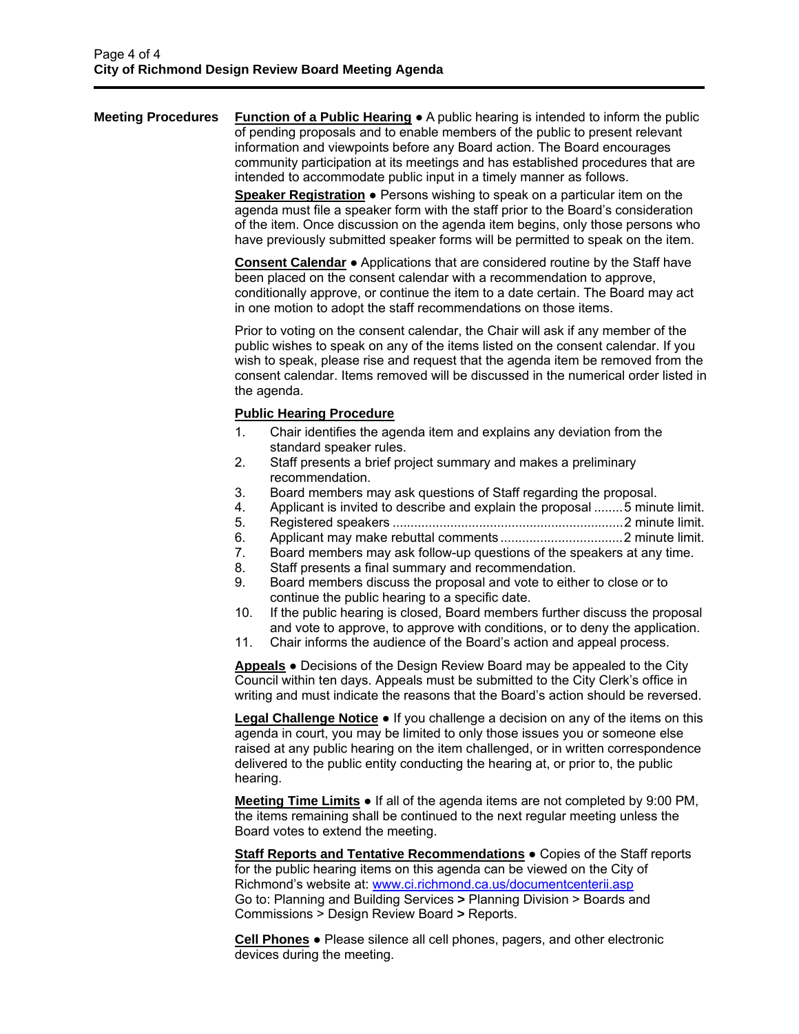## Meeting Procedures

**Function of a Public Hearing** ● A public hearing is intended to inform the public of pending proposals and to enable members of the public to present relevant information and viewpoints before any Board action. The Board encourages community participation at its meetings and has established procedures that are intended to accommodate public input in a timely manner as follows.

**Speaker Registration** ● Persons wishing to speak on a particular item on the agenda must file a speaker form with the staff prior to the Board's consideration of the item. Once discussion on the agenda item begins, only those persons who have previously submitted speaker forms will be permitted to speak on the item.

**Consent Calendar** ● Applications that are considered routine by the Staff have been placed on the consent calendar with a recommendation to approve, conditionally approve, or continue the item to a date certain. The Board may act in one motion to adopt the staff recommendations on those items.

Prior to voting on the consent calendar, the Chair will ask if any member of the public wishes to speak on any of the items listed on the consent calendar. If you wish to speak, please rise and request that the agenda item be removed from the consent calendar. Items removed will be discussed in the numerical order listed in the agenda.

**Public Hearing Procedure**

1. Chair identifies the agenda item and explains any deviation from the standard speaker rules.
2. Staff presents a brief project summary and makes a preliminary recommendation.
3. Board members may ask questions of Staff regarding the proposal.
4. Applicant is invited to describe and explain the proposal ........5 minute limit.
5. Registered speakers ...............................................................2 minute limit.
6. Applicant may make rebuttal comments .................................2 minute limit.
7. Board members may ask follow-up questions of the speakers at any time.
8. Staff presents a final summary and recommendation.
9. Board members discuss the proposal and vote to either to close or to continue the public hearing to a specific date.
10. If the public hearing is closed, Board members further discuss the proposal and vote to approve, to approve with conditions, or to deny the application.
11. Chair informs the audience of the Board's action and appeal process.

**Appeals** ● Decisions of the Design Review Board may be appealed to the City Council within ten days. Appeals must be submitted to the City Clerk's office in writing and must indicate the reasons that the Board's action should be reversed.

**Legal Challenge Notice** ● If you challenge a decision on any of the items on this agenda in court, you may be limited to only those issues you or someone else raised at any public hearing on the item challenged, or in written correspondence delivered to the public entity conducting the hearing at, or prior to, the public hearing.

**Meeting Time Limits** ● If all of the agenda items are not completed by 9:00 PM, the items remaining shall be continued to the next regular meeting unless the Board votes to extend the meeting.

**Staff Reports and Tentative Recommendations** ● Copies of the Staff reports for the public hearing items on this agenda can be viewed on the City of Richmond's website at: www.ci.richmond.ca.us/documentcenterii.asp
Go to: Planning and Building Services **>** Planning Division > Boards and Commissions > Design Review Board **>** Reports.

**Cell Phones** ● Please silence all cell phones, pagers, and other electronic devices during the meeting.